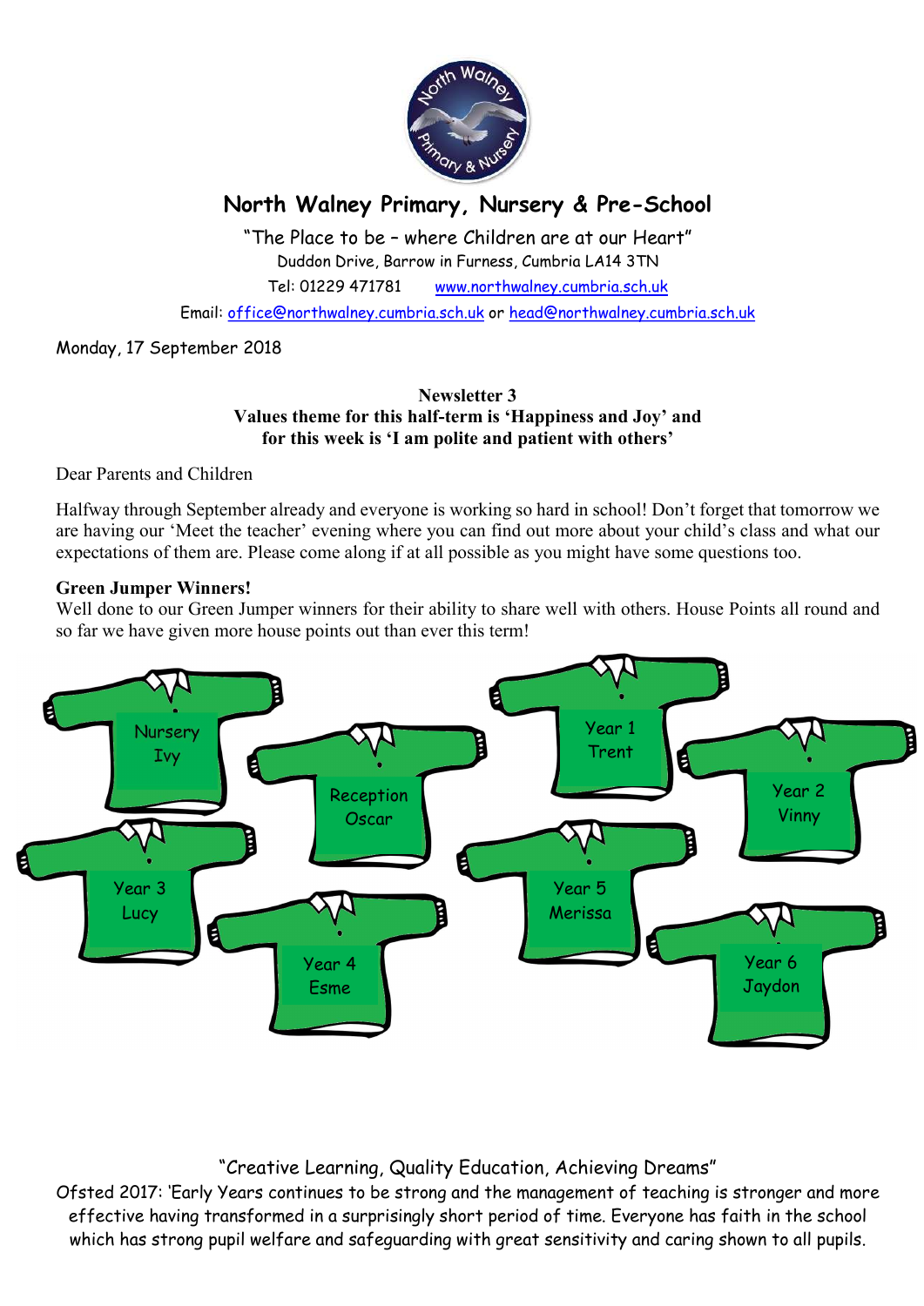# North Walney Primary, Nursery & Pre-School

"The Place to be – where Children are at our Heart"

Duddon Drive, Barrow in Furness, Cumbria LA14 3TN

Tel: 01229 471781    www.northwalney.cumbria.sch.uk

Email: office@northwalney.cumbria.sch.uk or head@northwalney.cumbria.sch.uk

Monday, 17 September 2018

**Newsletter 3**
**Values theme for this half-term is 'Happiness and Joy' and for this week is 'I am polite and patient with others'**

Dear Parents and Children

Halfway through September already and everyone is working so hard in school! Don't forget that tomorrow we are having our 'Meet the teacher' evening where you can find out more about your child's class and what our expectations of them are. Please come along if at all possible as you might have some questions too.

**Green Jumper Winners!**

Well done to our Green Jumper winners for their ability to share well with others. House Points all round and so far we have given more house points out than ever this term!

- Nursery – Ivy
- Reception – Oscar
- Year 1 – Trent
- Year 2 – Vinny
- Year 3 – Lucy
- Year 4 – Esme
- Year 5 – Merissa
- Year 6 – Jaydon

"Creative Learning, Quality Education, Achieving Dreams"

Ofsted 2017: 'Early Years continues to be strong and the management of teaching is stronger and more effective having transformed in a surprisingly short period of time. Everyone has faith in the school which has strong pupil welfare and safeguarding with great sensitivity and caring shown to all pupils.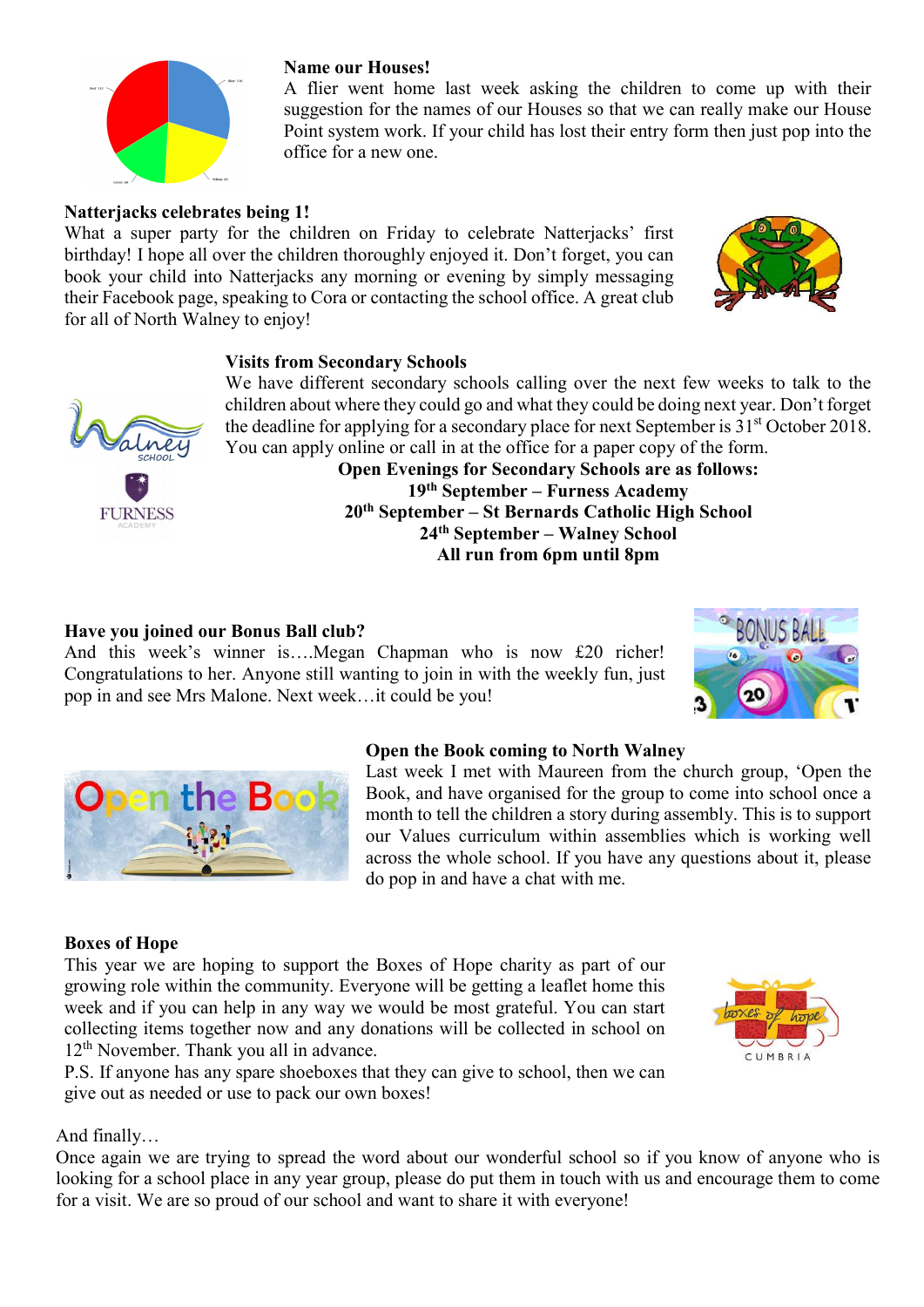**Name our Houses!**

A flier went home last week asking the children to come up with their suggestion for the names of our Houses so that we can really make our House Point system work. If your child has lost their entry form then just pop into the office for a new one.

**Natterjacks celebrates being 1!**

What a super party for the children on Friday to celebrate Natterjacks' first birthday! I hope all over the children thoroughly enjoyed it. Don't forget, you can book your child into Natterjacks any morning or evening by simply messaging their Facebook page, speaking to Cora or contacting the school office. A great club for all of North Walney to enjoy!

**Visits from Secondary Schools**

We have different secondary schools calling over the next few weeks to talk to the children about where they could go and what they could be doing next year. Don't forget the deadline for applying for a secondary place for next September is 31st October 2018. You can apply online or call in at the office for a paper copy of the form.

**Open Evenings for Secondary Schools are as follows:**
**19th September – Furness Academy**
**20th September – St Bernards Catholic High School**
**24th September – Walney School**
**All run from 6pm until 8pm**

**Have you joined our Bonus Ball club?**

And this week's winner is….Megan Chapman who is now £20 richer! Congratulations to her. Anyone still wanting to join in with the weekly fun, just pop in and see Mrs Malone. Next week…it could be you!

**Open the Book coming to North Walney**

Last week I met with Maureen from the church group, 'Open the Book, and have organised for the group to come into school once a month to tell the children a story during assembly. This is to support our Values curriculum within assemblies which is working well across the whole school. If you have any questions about it, please do pop in and have a chat with me.

**Boxes of Hope**

This year we are hoping to support the Boxes of Hope charity as part of our growing role within the community. Everyone will be getting a leaflet home this week and if you can help in any way we would be most grateful. You can start collecting items together now and any donations will be collected in school on 12th November. Thank you all in advance.

P.S. If anyone has any spare shoeboxes that they can give to school, then we can give out as needed or use to pack our own boxes!

And finally…

Once again we are trying to spread the word about our wonderful school so if you know of anyone who is looking for a school place in any year group, please do put them in touch with us and encourage them to come for a visit. We are so proud of our school and want to share it with everyone!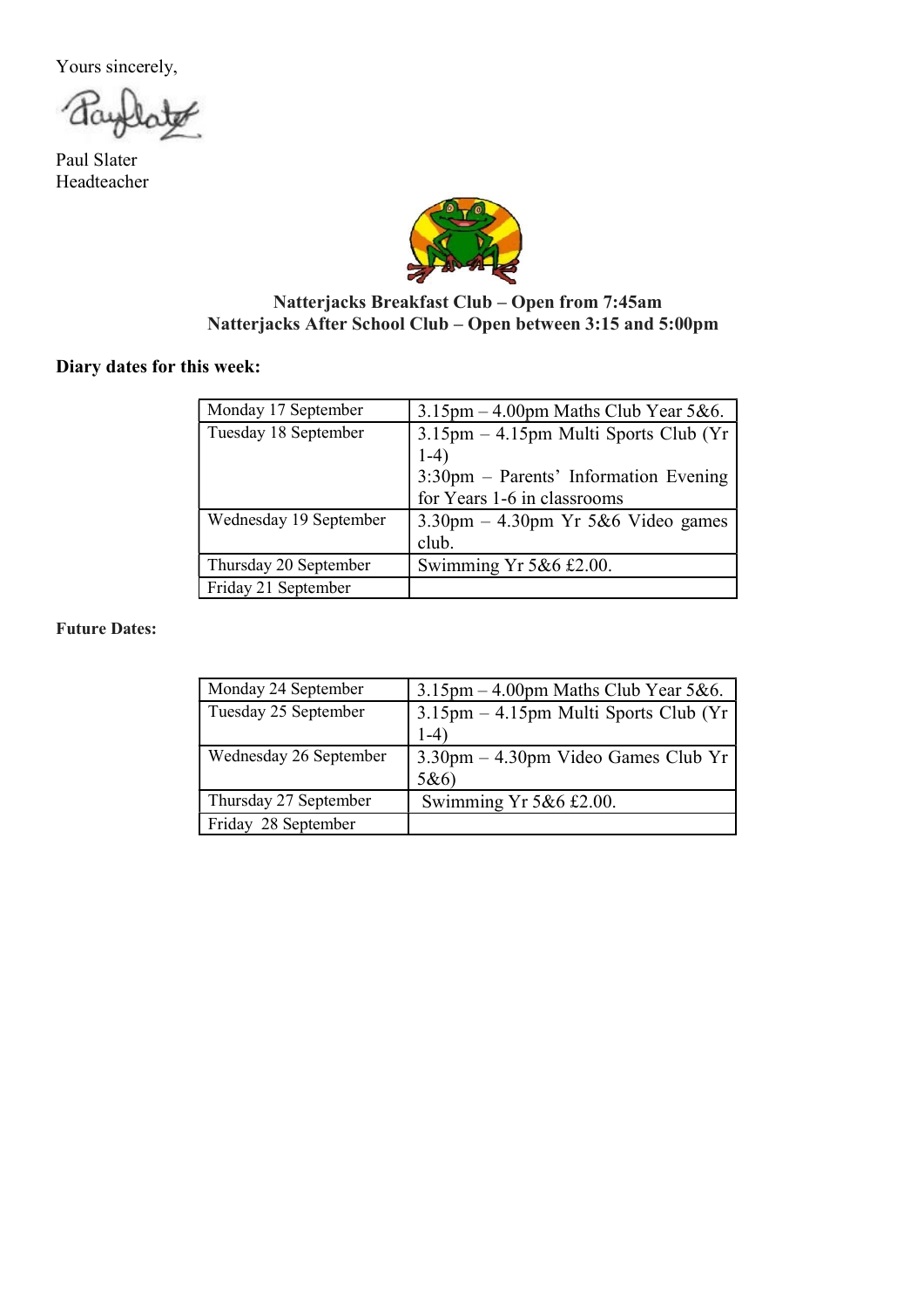Yours sincerely,

Paul Slater
Headteacher

**Natterjacks Breakfast Club – Open from 7:45am**
**Natterjacks After School Club – Open between 3:15 and 5:00pm**

**Diary dates for this week:**

| | |
|---|---|
| Monday 17 September | 3.15pm – 4.00pm Maths Club Year 5&6. |
| Tuesday 18 September | 3.15pm – 4.15pm Multi Sports Club (Yr 1-4)<br>3:30pm – Parents' Information Evening for Years 1-6 in classrooms |
| Wednesday 19 September | 3.30pm – 4.30pm Yr 5&6 Video games club. |
| Thursday 20 September | Swimming Yr 5&6 £2.00. |
| Friday 21 September | |

**Future Dates:**

| | |
|---|---|
| Monday 24 September | 3.15pm – 4.00pm Maths Club Year 5&6. |
| Tuesday 25 September | 3.15pm – 4.15pm Multi Sports Club (Yr 1-4) |
| Wednesday 26 September | 3.30pm – 4.30pm Video Games Club Yr 5&6) |
| Thursday 27 September | Swimming Yr 5&6 £2.00. |
| Friday 28 September | |